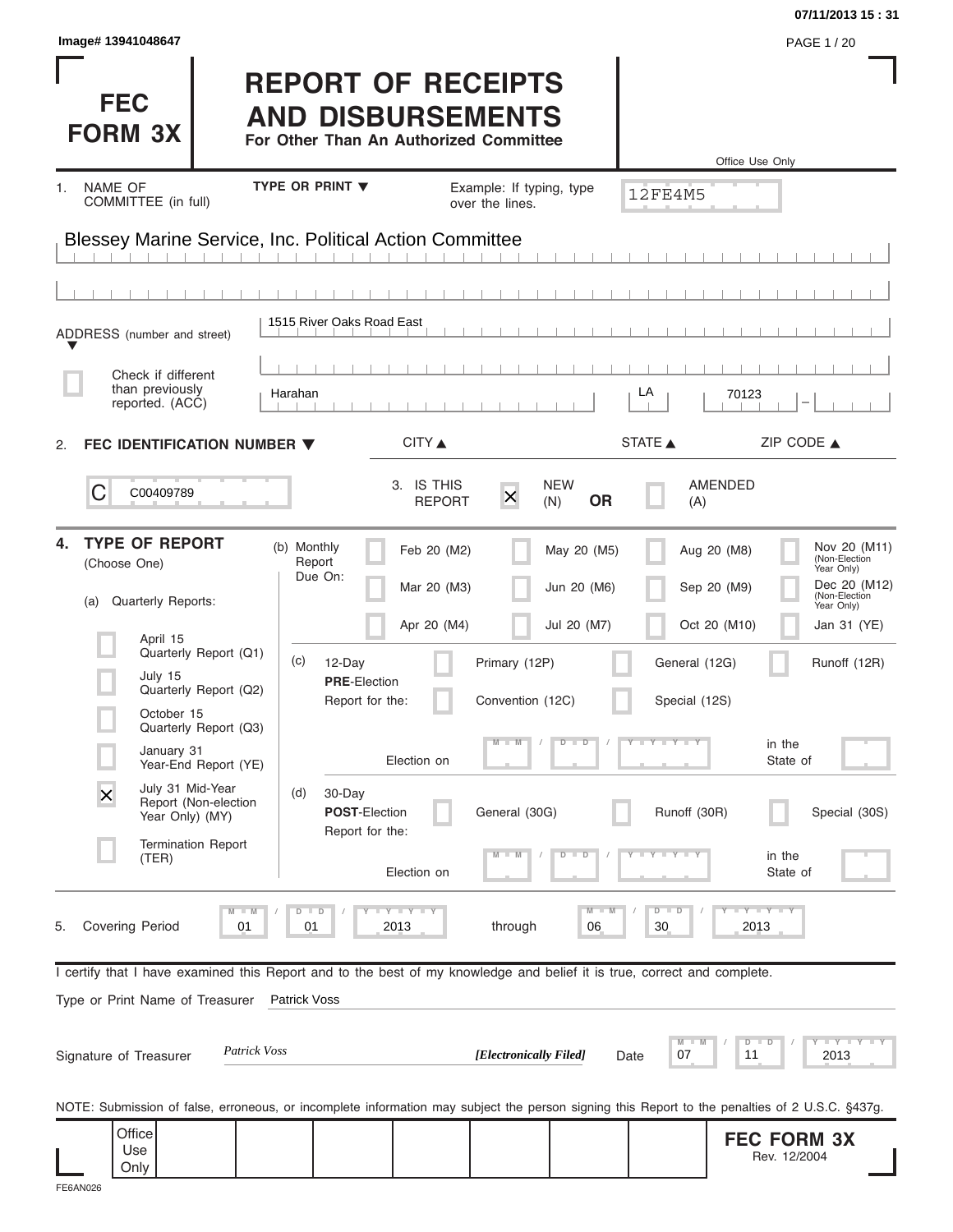Image# 13941048647

07/11/2013 15 : 31

# FEC FORM 3X

# REPORT OF RECEIPTS AND DISBURSEMENTS

**For Other Than An Authorized Committee**

Office Use Only

12FE4M5

1. NAME OF COMMITTEE (in full) — TYPE OR PRINT ▼ — Example: If typing, type over the lines.

Blessey Marine Service, Inc. Political Action Committee

ADDRESS (number and street): 1515 River Oaks Road East

☐ Check if different than previously reported. (ACC)

| CITY ▲ | STATE ▲ | ZIP CODE ▲ |
|---|---|---|
| Harahan | LA | 70123 |

2. **FEC IDENTIFICATION NUMBER ▼**

C C00409789

3. IS THIS REPORT — [X] NEW (N) **OR** [ ] AMENDED (A)

4. **TYPE OF REPORT** (Choose One)

(a) Quarterly Reports:

- [ ] April 15 Quarterly Report (Q1)
- [ ] July 15 Quarterly Report (Q2)
- [ ] October 15 Quarterly Report (Q3)
- [ ] January 31 Year-End Report (YE)
- [X] July 31 Mid-Year Report (Non-election Year Only) (MY)
- [ ] Termination Report (TER)

(b) Monthly Report Due On:

- [ ] Feb 20 (M2)
- [ ] Mar 20 (M3)
- [ ] Apr 20 (M4)
- [ ] May 20 (M5)
- [ ] Jun 20 (M6)
- [ ] Jul 20 (M7)
- [ ] Aug 20 (M8)
- [ ] Sep 20 (M9)
- [ ] Oct 20 (M10)
- [ ] Nov 20 (M11) (Non-Election Year Only)
- [ ] Dec 20 (M12) (Non-Election Year Only)
- [ ] Jan 31 (YE)

(c) 12-Day **PRE**-Election Report for the:

- [ ] Primary (12P)
- [ ] General (12G)
- [ ] Runoff (12R)
- [ ] Convention (12C)
- [ ] Special (12S)

Election on MM / DD / YYYY in the State of ____

(d) 30-Day **POST**-Election Report for the:

- [ ] General (30G)
- [ ] Runoff (30R)
- [ ] Special (30S)

Election on MM / DD / YYYY in the State of ____

5. Covering Period 01 / 01 / 2013 through 06 / 30 / 2013

I certify that I have examined this Report and to the best of my knowledge and belief it is true, correct and complete.

Type or Print Name of Treasurer: Patrick Voss

Signature of Treasurer: *Patrick Voss* *[Electronically Filed]* Date 07 / 11 / 2013

NOTE: Submission of false, erroneous, or incomplete information may subject the person signing this Report to the penalties of 2 U.S.C. §437g.

Office Use Only

**FEC FORM 3X** Rev. 12/2004

FE6AN026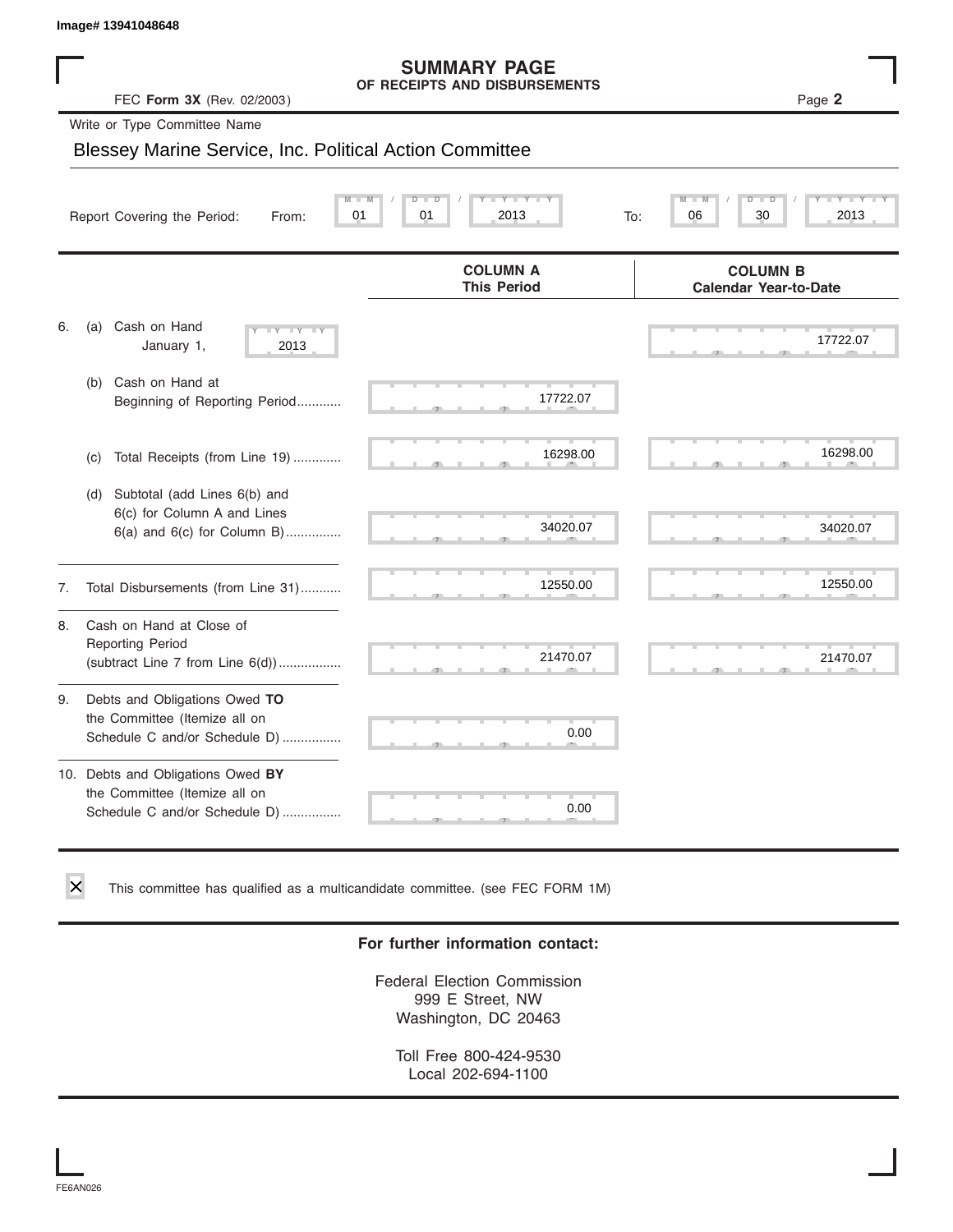Image# 13941048648

# SUMMARY PAGE
## OF RECEIPTS AND DISBURSEMENTS

FEC **Form 3X** (Rev. 02/2003) Page **2**

Write or Type Committee Name

Blessey Marine Service, Inc. Political Action Committee

Report Covering the Period: From: 01 / 01 / 2013 To: 06 / 30 / 2013

| | COLUMN A This Period | COLUMN B Calendar Year-to-Date |
|---|---|---|
| 6. (a) Cash on Hand January 1, 2013 | | 17722.07 |
| (b) Cash on Hand at Beginning of Reporting Period............ | 17722.07 | |
| (c) Total Receipts (from Line 19) ............. | 16298.00 | 16298.00 |
| (d) Subtotal (add Lines 6(b) and 6(c) for Column A and Lines 6(a) and 6(c) for Column B)............... | 34020.07 | 34020.07 |
| 7. Total Disbursements (from Line 31)........... | 12550.00 | 12550.00 |
| 8. Cash on Hand at Close of Reporting Period (subtract Line 7 from Line 6(d)).................. | 21470.07 | 21470.07 |
| 9. Debts and Obligations Owed **TO** the Committee (Itemize all on Schedule C and/or Schedule D) ................ | 0.00 | |
| 10. Debts and Obligations Owed **BY** the Committee (Itemize all on Schedule C and/or Schedule D) ................ | 0.00 | |

☒ This committee has qualified as a multicandidate committee. (see FEC FORM 1M)

**For further information contact:**

Federal Election Commission
999 E Street, NW
Washington, DC 20463

Toll Free 800-424-9530
Local 202-694-1100

FE6AN026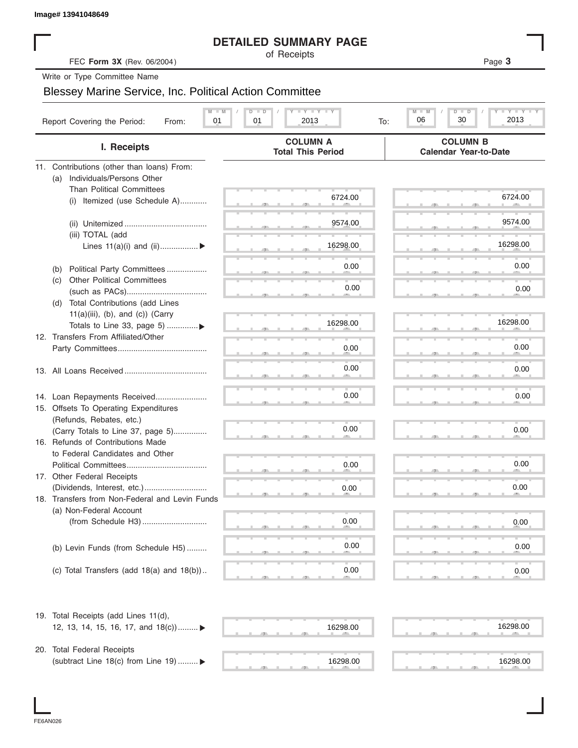Image# 13941048649

# DETAILED SUMMARY PAGE

of Receipts

FEC **Form 3X** (Rev. 06/2004)

Write or Type Committee Name

Blessey Marine Service, Inc. Political Action Committee

Report Covering the Period: From: 01 / 01 / 2013 To: 06 / 30 / 2013

| I. Receipts | COLUMN A Total This Period | COLUMN B Calendar Year-to-Date |
|---|---|---|
| 11. Contributions (other than loans) From: | | |
| (a) Individuals/Persons Other Than Political Committees | | |
| (i) Itemized (use Schedule A)............ | 6724.00 | 6724.00 |
| (ii) Unitemized .................................... | 9574.00 | 9574.00 |
| (iii) TOTAL (add Lines 11(a)(i) and (ii)................▶ | 16298.00 | 16298.00 |
| (b) Political Party Committees .................. | 0.00 | 0.00 |
| (c) Other Political Committees (such as PACs)................................... | 0.00 | 0.00 |
| (d) Total Contributions (add Lines 11(a)(iii), (b), and (c)) (Carry Totals to Line 33, page 5) .............▶ | 16298.00 | 16298.00 |
| 12. Transfers From Affiliated/Other Party Committees....................................... | 0.00 | 0.00 |
| 13. All Loans Received .................................... | 0.00 | 0.00 |
| 14. Loan Repayments Received....................... | 0.00 | 0.00 |
| 15. Offsets To Operating Expenditures (Refunds, Rebates, etc.) (Carry Totals to Line 37, page 5)............... | 0.00 | 0.00 |
| 16. Refunds of Contributions Made to Federal Candidates and Other Political Committees.................................... | 0.00 | 0.00 |
| 17. Other Federal Receipts (Dividends, Interest, etc.)........................... | 0.00 | 0.00 |
| 18. Transfers from Non-Federal and Levin Funds | | |
| (a) Non-Federal Account (from Schedule H3)............................. | 0.00 | 0.00 |
| (b) Levin Funds (from Schedule H5) ......... | 0.00 | 0.00 |
| (c) Total Transfers (add 18(a) and 18(b)).. | 0.00 | 0.00 |
| 19. Total Receipts (add Lines 11(d), 12, 13, 14, 15, 16, 17, and 18(c)).........▶ | 16298.00 | 16298.00 |
| 20. Total Federal Receipts (subtract Line 18(c) from Line 19) .........▶ | 16298.00 | 16298.00 |

FE6AN026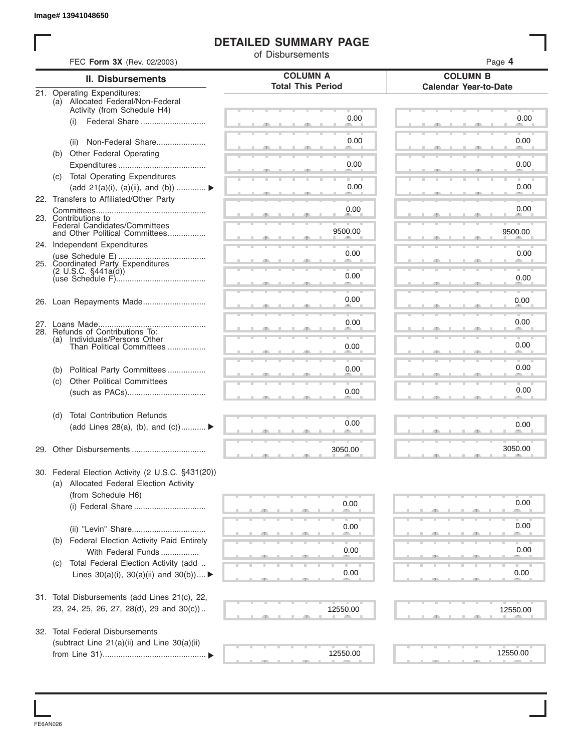Image# 13941048650

# DETAILED SUMMARY PAGE

of Disbursements

FEC **Form 3X** (Rev. 02/2003)

| II. Disbursements | COLUMN A Total This Period | COLUMN B Calendar Year-to-Date |
|---|---|---|
| 21. Operating Expenditures: | | |
| (a) Allocated Federal/Non-Federal Activity (from Schedule H4) | | |
| (i) Federal Share | 0.00 | 0.00 |
| (ii) Non-Federal Share | 0.00 | 0.00 |
| (b) Other Federal Operating Expenditures | 0.00 | 0.00 |
| (c) Total Operating Expenditures (add 21(a)(i), (a)(ii), and (b)) ▶ | 0.00 | 0.00 |
| 22. Transfers to Affiliated/Other Party Committees | 0.00 | 0.00 |
| 23. Contributions to Federal Candidates/Committees and Other Political Committees | 9500.00 | 9500.00 |
| 24. Independent Expenditures (use Schedule E) | 0.00 | 0.00 |
| 25. Coordinated Party Expenditures (2 U.S.C. §441a(d)) (use Schedule F) | 0.00 | 0.00 |
| 26. Loan Repayments Made | 0.00 | 0.00 |
| 27. Loans Made | 0.00 | 0.00 |
| 28. Refunds of Contributions To: | | |
| (a) Individuals/Persons Other Than Political Committees | 0.00 | 0.00 |
| (b) Political Party Committees | 0.00 | 0.00 |
| (c) Other Political Committees (such as PACs) | 0.00 | 0.00 |
| (d) Total Contribution Refunds (add Lines 28(a), (b), and (c)) ▶ | 0.00 | 0.00 |
| 29. Other Disbursements | 3050.00 | 3050.00 |
| 30. Federal Election Activity (2 U.S.C. §431(20)) | | |
| (a) Allocated Federal Election Activity (from Schedule H6) | | |
| (i) Federal Share | 0.00 | 0.00 |
| (ii) "Levin" Share | 0.00 | 0.00 |
| (b) Federal Election Activity Paid Entirely With Federal Funds | 0.00 | 0.00 |
| (c) Total Federal Election Activity (add Lines 30(a)(i), 30(a)(ii) and 30(b)) ▶ | 0.00 | 0.00 |
| 31. Total Disbursements (add Lines 21(c), 22, 23, 24, 25, 26, 27, 28(d), 29 and 30(c)) | 12550.00 | 12550.00 |
| 32. Total Federal Disbursements (subtract Line 21(a)(ii) and Line 30(a)(ii) from Line 31) ▶ | 12550.00 | 12550.00 |

FE6AN026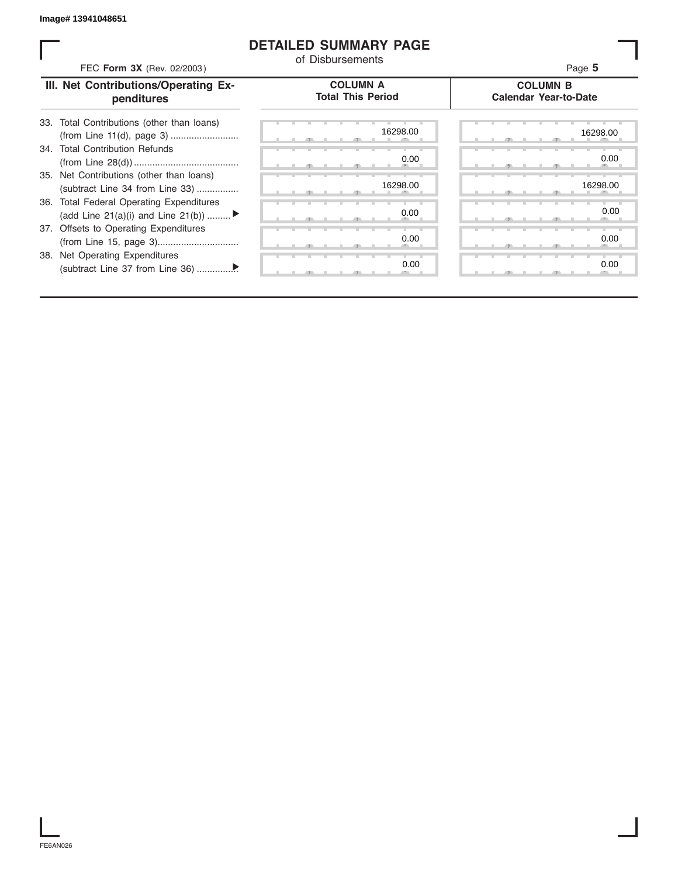Image# 13941048651

# DETAILED SUMMARY PAGE
of Disbursements

FEC **Form 3X** (Rev. 02/2003)

| III. Net Contributions/Operating Expenditures | COLUMN A Total This Period | COLUMN B Calendar Year-to-Date |
|---|---|---|
| 33. Total Contributions (other than loans) (from Line 11(d), page 3) .......................... | 16298.00 | 16298.00 |
| 34. Total Contribution Refunds (from Line 28(d)) ........................................ | 0.00 | 0.00 |
| 35. Net Contributions (other than loans) (subtract Line 34 from Line 33) ................ | 16298.00 | 16298.00 |
| 36. Total Federal Operating Expenditures (add Line 21(a)(i) and Line 21(b)) ......... ▶ | 0.00 | 0.00 |
| 37. Offsets to Operating Expenditures (from Line 15, page 3)............................... | 0.00 | 0.00 |
| 38. Net Operating Expenditures (subtract Line 37 from Line 36) ...............▶ | 0.00 | 0.00 |

FE6AN026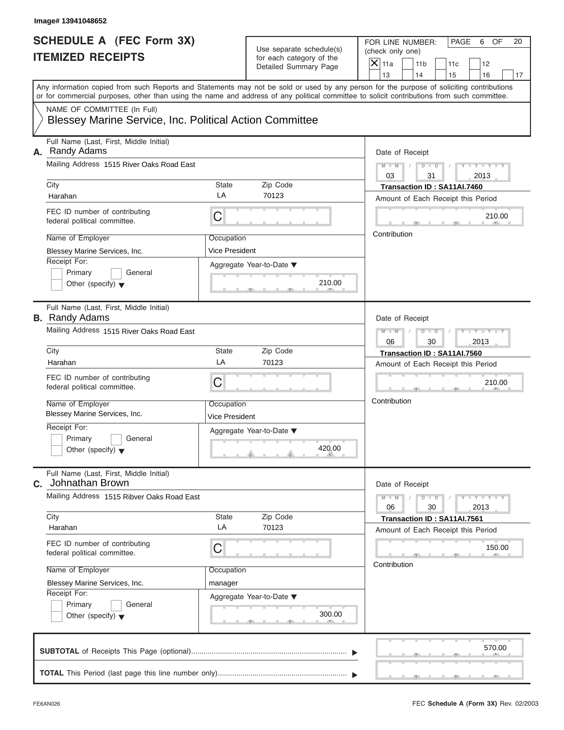Image# 13941048652

# SCHEDULE A (FEC Form 3X) ITEMIZED RECEIPTS

Use separate schedule(s) for each category of the Detailed Summary Page

FOR LINE NUMBER: (check only one)

- [X] 11a
- [ ] 11b
- [ ] 11c
- [ ] 12
- [ ] 13
- [ ] 14
- [ ] 15
- [ ] 16
- [ ] 17

PAGE 6 OF 20

Any information copied from such Reports and Statements may not be sold or used by any person for the purpose of soliciting contributions or for commercial purposes, other than using the name and address of any political committee to solicit contributions from such committee.

NAME OF COMMITTEE (In Full)

**Blessey Marine Service, Inc. Political Action Committee**

---

**A.** Full Name (Last, First, Middle Initial): Randy Adams

Mailing Address: 1515 River Oaks Road East

City: Harahan | State: LA | Zip Code: 70123

FEC ID number of contributing federal political committee: C

Name of Employer: Blessey Marine Services, Inc.

Occupation: Vice President

Receipt For: Primary / General / Other (specify)

Aggregate Year-to-Date: 210.00

Date of Receipt: 03 / 31 / 2013

Transaction ID : SA11AI.7460

Amount of Each Receipt this Period: 210.00

Contribution

---

**B.** Full Name (Last, First, Middle Initial): Randy Adams

Mailing Address: 1515 River Oaks Road East

City: Harahan | State: LA | Zip Code: 70123

FEC ID number of contributing federal political committee: C

Name of Employer: Blessey Marine Services, Inc.

Occupation: Vice President

Receipt For: Primary / General / Other (specify)

Aggregate Year-to-Date: 420.00

Date of Receipt: 06 / 30 / 2013

Transaction ID : SA11AI.7560

Amount of Each Receipt this Period: 210.00

Contribution

---

**C.** Full Name (Last, First, Middle Initial): Johnathan Brown

Mailing Address: 1515 Ribver Oaks Road East

City: Harahan | State: LA | Zip Code: 70123

FEC ID number of contributing federal political committee: C

Name of Employer: Blessey Marine Services, Inc.

Occupation: manager

Receipt For: Primary / General / Other (specify)

Aggregate Year-to-Date: 300.00

Date of Receipt: 06 / 30 / 2013

Transaction ID : SA11AI.7561

Amount of Each Receipt this Period: 150.00

Contribution

---

**SUBTOTAL** of Receipts This Page (optional): 570.00

**TOTAL** This Period (last page this line number only):

FE6AN026

FEC **Schedule A** (Form 3X) Rev. 02/2003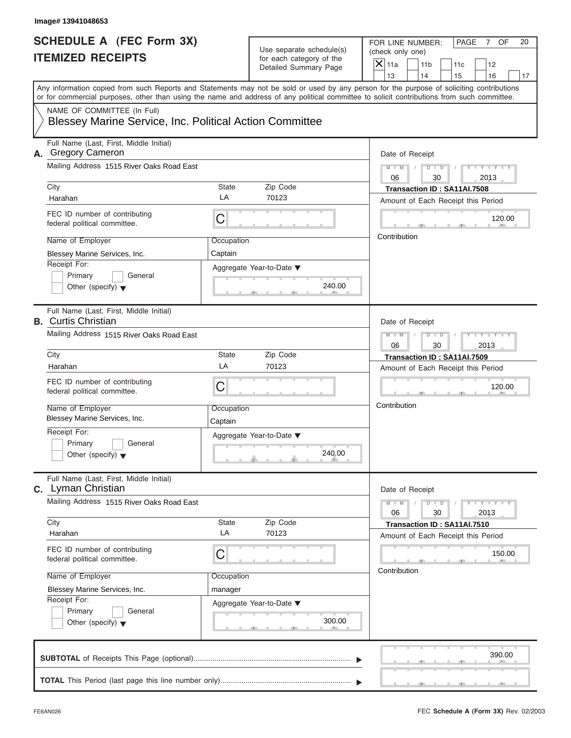Image# 13941048653

# SCHEDULE A (FEC Form 3X)
# ITEMIZED RECEIPTS

Use separate schedule(s) for each category of the Detailed Summary Page

FOR LINE NUMBER: (check only one)
[X] 11a [ ] 11b [ ] 11c [ ] 12 [ ] 13 [ ] 14 [ ] 15 [ ] 16 [ ] 17

PAGE 7 OF 20

Any information copied from such Reports and Statements may not be sold or used by any person for the purpose of soliciting contributions or for commercial purposes, other than using the name and address of any political committee to solicit contributions from such committee.

NAME OF COMMITTEE (In Full)
Blessey Marine Service, Inc. Political Action Committee

---

**A.** Full Name (Last, First, Middle Initial): Gregory Cameron

Mailing Address: 1515 River Oaks Road East

City: Harahan | State: LA | Zip Code: 70123

FEC ID number of contributing federal political committee: C

Name of Employer: Blessey Marine Services, Inc.

Occupation: Captain

Receipt For: [ ] Primary [ ] General [ ] Other (specify)

Aggregate Year-to-Date: 240.00

Date of Receipt: 06 / 30 / 2013

Transaction ID : SA11AI.7508

Amount of Each Receipt this Period: 120.00

Contribution

---

**B.** Full Name (Last, First, Middle Initial): Curtis Christian

Mailing Address: 1515 River Oaks Road East

City: Harahan | State: LA | Zip Code: 70123

FEC ID number of contributing federal political committee: C

Name of Employer: Blessey Marine Services, Inc.

Occupation: Captain

Receipt For: [ ] Primary [ ] General [ ] Other (specify)

Aggregate Year-to-Date: 240.00

Date of Receipt: 06 / 30 / 2013

Transaction ID : SA11AI.7509

Amount of Each Receipt this Period: 120.00

Contribution

---

**C.** Full Name (Last, First, Middle Initial): Lyman Christian

Mailing Address: 1515 River Oaks Road East

City: Harahan | State: LA | Zip Code: 70123

FEC ID number of contributing federal political committee: C

Name of Employer: Blessey Marine Services, Inc.

Occupation: manager

Receipt For: [ ] Primary [ ] General [ ] Other (specify)

Aggregate Year-to-Date: 300.00

Date of Receipt: 06 / 30 / 2013

Transaction ID : SA11AI.7510

Amount of Each Receipt this Period: 150.00

Contribution

---

**SUBTOTAL** of Receipts This Page (optional): 390.00

**TOTAL** This Period (last page this line number only):

FE6AN026 — FEC Schedule A (Form 3X) Rev. 02/2003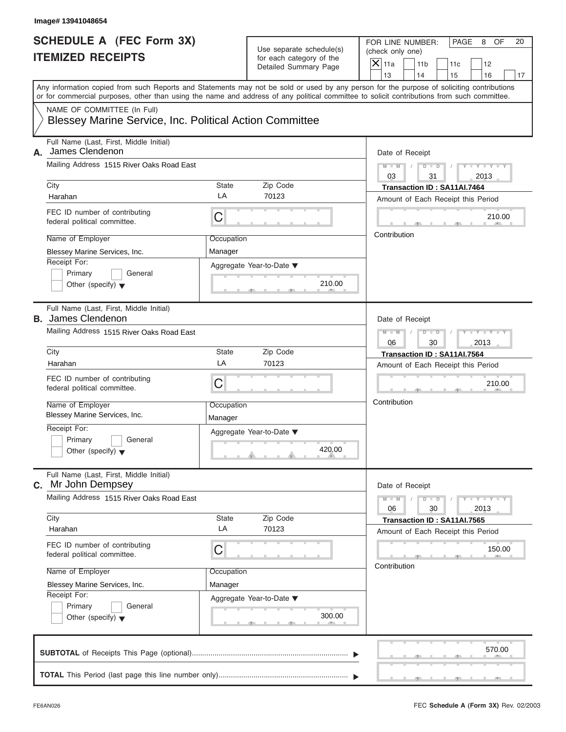Image# 13941048654

# SCHEDULE A (FEC Form 3X)
# ITEMIZED RECEIPTS

Use separate schedule(s) for each category of the Detailed Summary Page

FOR LINE NUMBER: (check only one)

- [X] 11a
- [ ] 11b
- [ ] 11c
- [ ] 12
- [ ] 13
- [ ] 14
- [ ] 15
- [ ] 16
- [ ] 17

PAGE 8 OF 20

Any information copied from such Reports and Statements may not be sold or used by any person for the purpose of soliciting contributions or for commercial purposes, other than using the name and address of any political committee to solicit contributions from such committee.

NAME OF COMMITTEE (In Full)
Blessey Marine Service, Inc. Political Action Committee

---

**A.** Full Name (Last, First, Middle Initial): James Clendenon

Mailing Address: 1515 River Oaks Road East

City: Harahan | State: LA | Zip Code: 70123

FEC ID number of contributing federal political committee: C

Name of Employer: Blessey Marine Services, Inc.

Occupation: Manager

Receipt For: Primary / General / Other (specify)

Aggregate Year-to-Date: 210.00

Date of Receipt: 03 / 31 / 2013

Transaction ID : SA11AI.7464

Amount of Each Receipt this Period: 210.00

Contribution

---

**B.** Full Name (Last, First, Middle Initial): James Clendenon

Mailing Address: 1515 River Oaks Road East

City: Harahan | State: LA | Zip Code: 70123

FEC ID number of contributing federal political committee: C

Name of Employer: Blessey Marine Services, Inc.

Occupation: Manager

Receipt For: Primary / General / Other (specify)

Aggregate Year-to-Date: 420.00

Date of Receipt: 06 / 30 / 2013

Transaction ID : SA11AI.7564

Amount of Each Receipt this Period: 210.00

Contribution

---

**C.** Full Name (Last, First, Middle Initial): Mr John Dempsey

Mailing Address: 1515 River Oaks Road East

City: Harahan | State: LA | Zip Code: 70123

FEC ID number of contributing federal political committee: C

Name of Employer: Blessey Marine Services, Inc.

Occupation: Manager

Receipt For: Primary / General / Other (specify)

Aggregate Year-to-Date: 300.00

Date of Receipt: 06 / 30 / 2013

Transaction ID : SA11AI.7565

Amount of Each Receipt this Period: 150.00

Contribution

---

**SUBTOTAL** of Receipts This Page (optional): 570.00

**TOTAL** This Period (last page this line number only):

FE6AN026 FEC **Schedule A** (Form 3X) Rev. 02/2003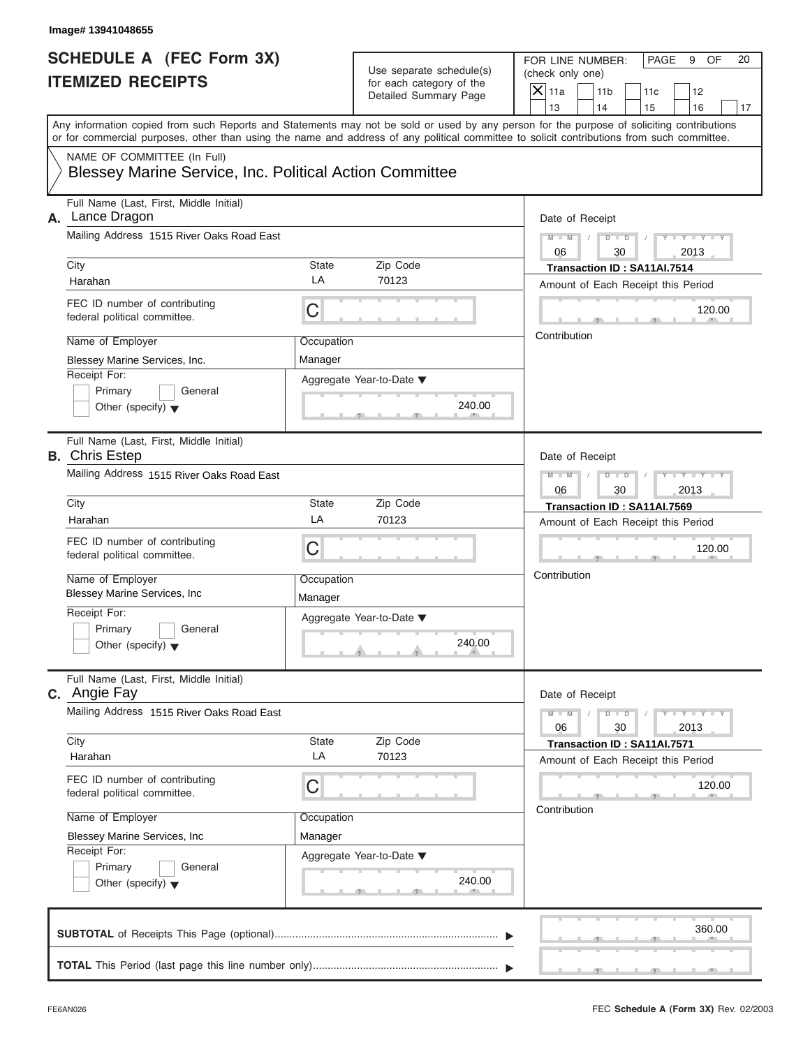Image# 13941048655

# SCHEDULE A (FEC Form 3X) ITEMIZED RECEIPTS

Use separate schedule(s) for each category of the Detailed Summary Page

FOR LINE NUMBER: (check only one)

- [X] 11a
- [ ] 11b
- [ ] 11c
- [ ] 12
- [ ] 13
- [ ] 14
- [ ] 15
- [ ] 16
- [ ] 17

PAGE 9 OF 20

Any information copied from such Reports and Statements may not be sold or used by any person for the purpose of soliciting contributions or for commercial purposes, other than using the name and address of any political committee to solicit contributions from such committee.

NAME OF COMMITTEE (In Full)

Blessey Marine Service, Inc. Political Action Committee

---

**A.** Full Name (Last, First, Middle Initial): Lance Dragon

Mailing Address: 1515 River Oaks Road East

City: Harahan | State: LA | Zip Code: 70123

FEC ID number of contributing federal political committee: C

Name of Employer: Blessey Marine Services, Inc.

Occupation: Manager

Receipt For: Primary / General / Other (specify)

Aggregate Year-to-Date: 240.00

Date of Receipt: 06 / 30 / 2013

Transaction ID : SA11AI.7514

Amount of Each Receipt this Period: 120.00

Contribution

---

**B.** Full Name (Last, First, Middle Initial): Chris Estep

Mailing Address: 1515 River Oaks Road East

City: Harahan | State: LA | Zip Code: 70123

FEC ID number of contributing federal political committee: C

Name of Employer: Blessey Marine Services, Inc

Occupation: Manager

Receipt For: Primary / General / Other (specify)

Aggregate Year-to-Date: 240.00

Date of Receipt: 06 / 30 / 2013

Transaction ID : SA11AI.7569

Amount of Each Receipt this Period: 120.00

Contribution

---

**C.** Full Name (Last, First, Middle Initial): Angie Fay

Mailing Address: 1515 River Oaks Road East

City: Harahan | State: LA | Zip Code: 70123

FEC ID number of contributing federal political committee: C

Name of Employer: Blessey Marine Services, Inc

Occupation: Manager

Receipt For: Primary / General / Other (specify)

Aggregate Year-to-Date: 240.00

Date of Receipt: 06 / 30 / 2013

Transaction ID : SA11AI.7571

Amount of Each Receipt this Period: 120.00

Contribution

---

**SUBTOTAL** of Receipts This Page (optional): 360.00

**TOTAL** This Period (last page this line number only):

FE6AN026

FEC **Schedule A** (Form 3X) Rev. 02/2003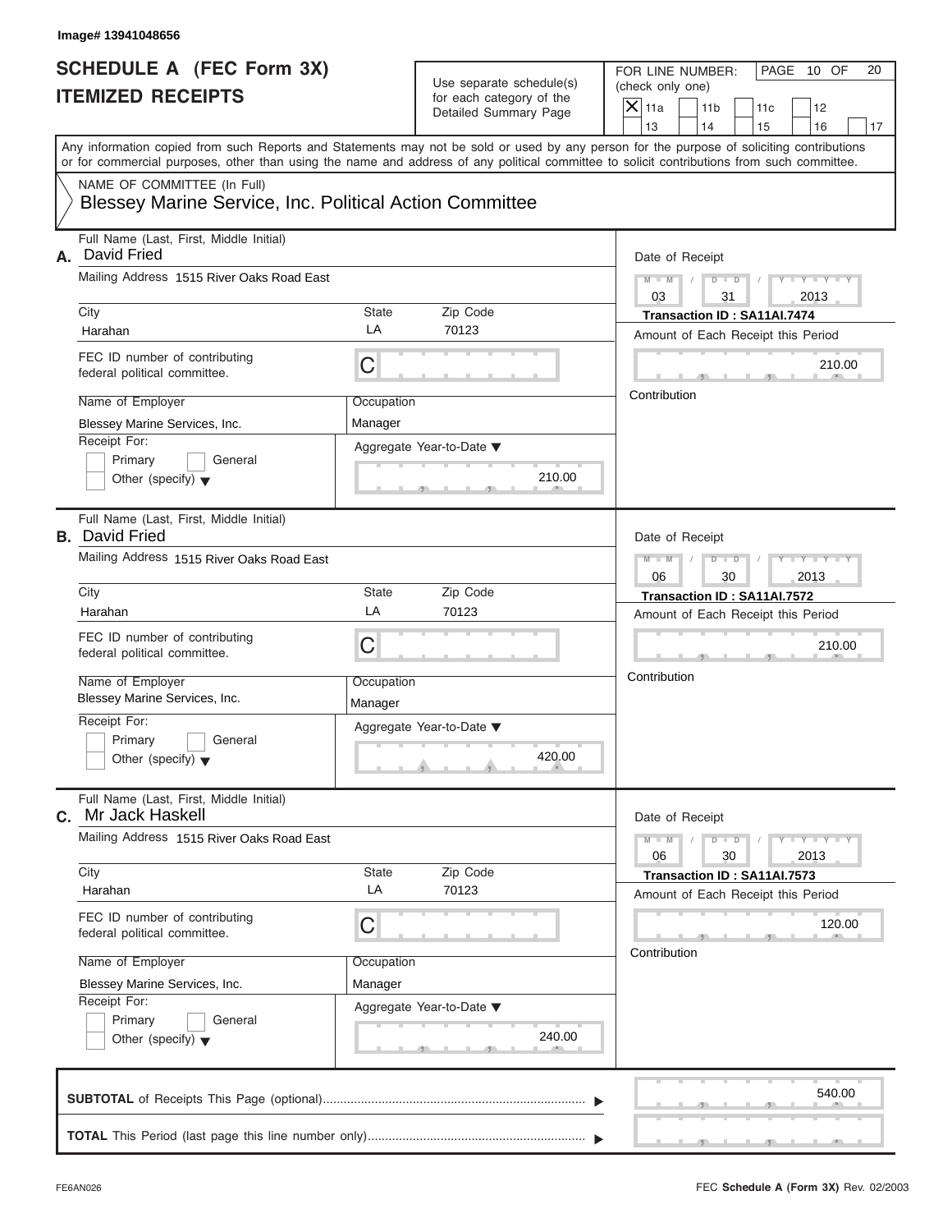Image# 13941048656

# SCHEDULE A (FEC Form 3X) ITEMIZED RECEIPTS

Use separate schedule(s) for each category of the Detailed Summary Page

FOR LINE NUMBER: (check only one)

- [X] 11a
- [ ] 11b
- [ ] 11c
- [ ] 12
- [ ] 13
- [ ] 14
- [ ] 15
- [ ] 16
- [ ] 17

PAGE 10 OF 20

Any information copied from such Reports and Statements may not be sold or used by any person for the purpose of soliciting contributions or for commercial purposes, other than using the name and address of any political committee to solicit contributions from such committee.

NAME OF COMMITTEE (In Full)
Blessey Marine Service, Inc. Political Action Committee

---

**A.** Full Name (Last, First, Middle Initial): David Fried

Mailing Address: 1515 River Oaks Road East

| City | State | Zip Code |
|---|---|---|
| Harahan | LA | 70123 |

FEC ID number of contributing federal political committee: C

Name of Employer: Blessey Marine Services, Inc.
Occupation: Manager

Receipt For: Primary / General / Other (specify)

Aggregate Year-to-Date: 210.00

Date of Receipt: 03 / 31 / 2013
Transaction ID : SA11AI.7474
Amount of Each Receipt this Period: 210.00
Contribution

---

**B.** Full Name (Last, First, Middle Initial): David Fried

Mailing Address: 1515 River Oaks Road East

| City | State | Zip Code |
|---|---|---|
| Harahan | LA | 70123 |

FEC ID number of contributing federal political committee: C

Name of Employer: Blessey Marine Services, Inc.
Occupation: Manager

Receipt For: Primary / General / Other (specify)

Aggregate Year-to-Date: 420.00

Date of Receipt: 06 / 30 / 2013
Transaction ID : SA11AI.7572
Amount of Each Receipt this Period: 210.00
Contribution

---

**C.** Full Name (Last, First, Middle Initial): Mr Jack Haskell

Mailing Address: 1515 River Oaks Road East

| City | State | Zip Code |
|---|---|---|
| Harahan | LA | 70123 |

FEC ID number of contributing federal political committee: C

Name of Employer: Blessey Marine Services, Inc.
Occupation: Manager

Receipt For: Primary / General / Other (specify)

Aggregate Year-to-Date: 240.00

Date of Receipt: 06 / 30 / 2013
Transaction ID : SA11AI.7573
Amount of Each Receipt this Period: 120.00
Contribution

---

**SUBTOTAL** of Receipts This Page (optional): 540.00

**TOTAL** This Period (last page this line number only):

FE6AN026

FEC **Schedule A** (Form 3X) Rev. 02/2003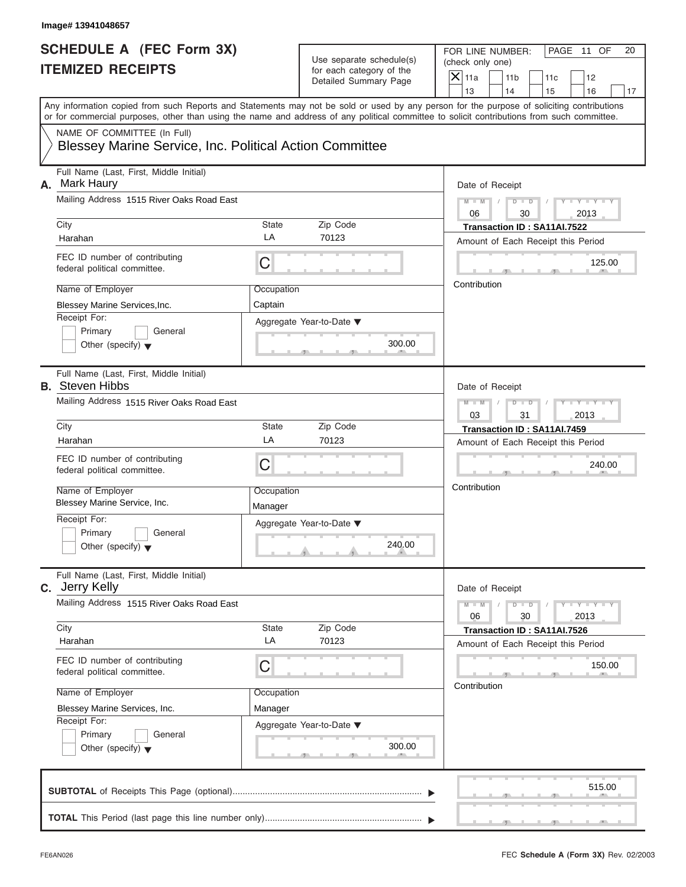Image# 13941048657

# SCHEDULE A (FEC Form 3X)
# ITEMIZED RECEIPTS

Use separate schedule(s) for each category of the Detailed Summary Page

FOR LINE NUMBER: (check only one)

- [X] 11a
- [ ] 11b
- [ ] 11c
- [ ] 12
- [ ] 13
- [ ] 14
- [ ] 15
- [ ] 16
- [ ] 17

Any information copied from such Reports and Statements may not be sold or used by any person for the purpose of soliciting contributions or for commercial purposes, other than using the name and address of any political committee to solicit contributions from such committee.

NAME OF COMMITTEE (In Full)

Blessey Marine Service, Inc. Political Action Committee

---

**A.** Full Name (Last, First, Middle Initial): Mark Haury

Mailing Address: 1515 River Oaks Road East

City: Harahan | State: LA | Zip Code: 70123

FEC ID number of contributing federal political committee: C

Name of Employer: Blessey Marine Services,Inc.

Occupation: Captain

Receipt For: Primary / General / Other (specify)

Aggregate Year-to-Date: 300.00

Date of Receipt: 06 / 30 / 2013

Transaction ID : SA11AI.7522

Amount of Each Receipt this Period: 125.00

Contribution

---

**B.** Full Name (Last, First, Middle Initial): Steven Hibbs

Mailing Address: 1515 River Oaks Road East

City: Harahan | State: LA | Zip Code: 70123

FEC ID number of contributing federal political committee: C

Name of Employer: Blessey Marine Service, Inc.

Occupation: Manager

Receipt For: Primary / General / Other (specify)

Aggregate Year-to-Date: 240.00

Date of Receipt: 03 / 31 / 2013

Transaction ID : SA11AI.7459

Amount of Each Receipt this Period: 240.00

Contribution

---

**C.** Full Name (Last, First, Middle Initial): Jerry Kelly

Mailing Address: 1515 River Oaks Road East

City: Harahan | State: LA | Zip Code: 70123

FEC ID number of contributing federal political committee: C

Name of Employer: Blessey Marine Services, Inc.

Occupation: Manager

Receipt For: Primary / General / Other (specify)

Aggregate Year-to-Date: 300.00

Date of Receipt: 06 / 30 / 2013

Transaction ID : SA11AI.7526

Amount of Each Receipt this Period: 150.00

Contribution

---

**SUBTOTAL** of Receipts This Page (optional): 515.00

**TOTAL** This Period (last page this line number only):

FE6AN026

FEC **Schedule A** (Form 3X) Rev. 02/2003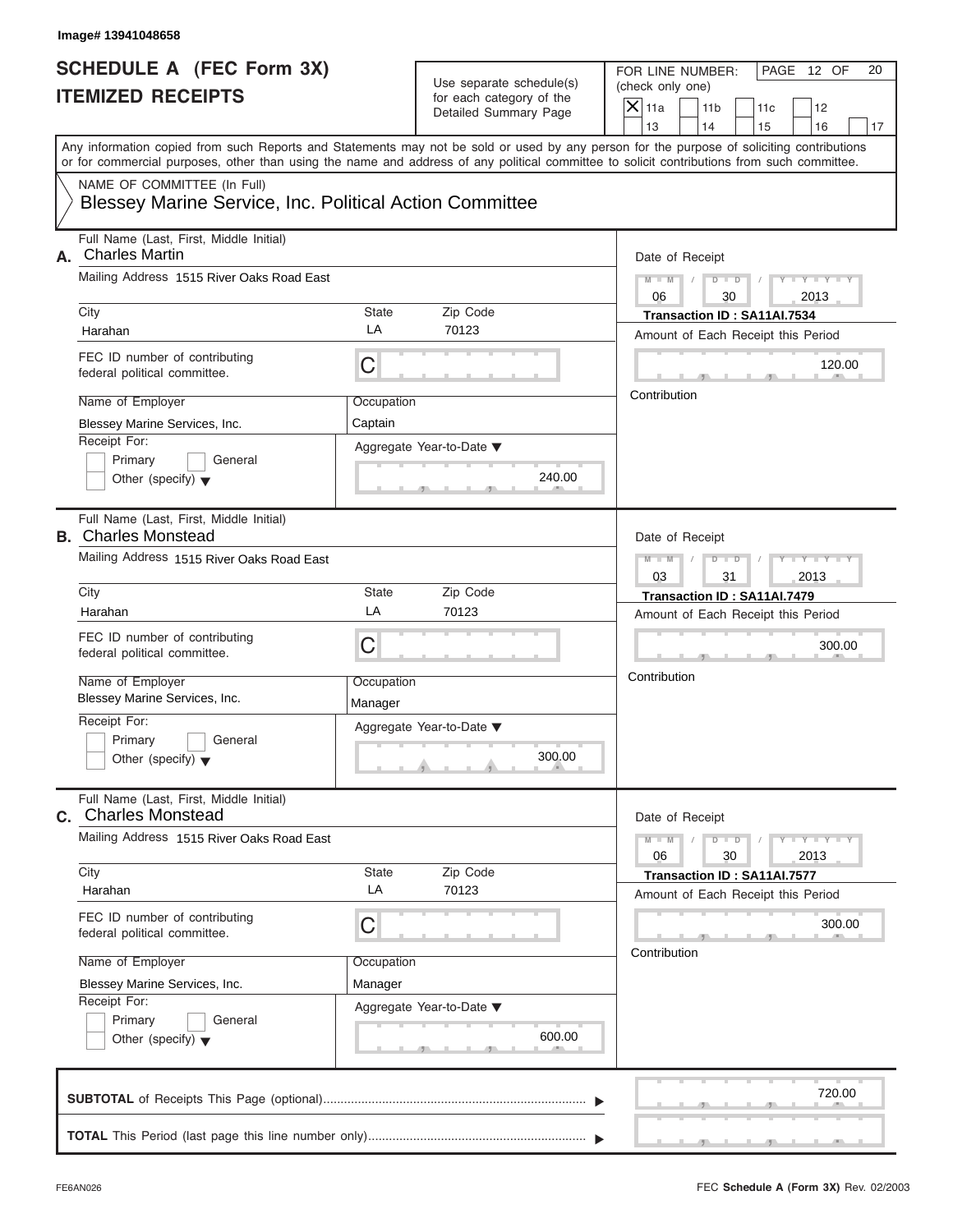Image# 13941048658

# SCHEDULE A (FEC Form 3X)
## ITEMIZED RECEIPTS

Use separate schedule(s) for each category of the Detailed Summary Page

FOR LINE NUMBER: (check only one)

☒ 11a ☐ 11b ☐ 11c ☐ 12 ☐ 13 ☐ 14 ☐ 15 ☐ 16 ☐ 17

PAGE 12 OF 20

Any information copied from such Reports and Statements may not be sold or used by any person for the purpose of soliciting contributions or for commercial purposes, other than using the name and address of any political committee to solicit contributions from such committee.

NAME OF COMMITTEE (In Full)
Blessey Marine Service, Inc. Political Action Committee

---

**A.** Full Name (Last, First, Middle Initial): Charles Martin

Mailing Address: 1515 River Oaks Road East

City: Harahan | State: LA | Zip Code: 70123

FEC ID number of contributing federal political committee: C

Name of Employer: Blessey Marine Services, Inc.

Occupation: Captain

Receipt For: ☐ Primary ☐ General ☐ Other (specify)

Aggregate Year-to-Date: 240.00

Date of Receipt: 06 / 30 / 2013

Transaction ID : SA11AI.7534

Amount of Each Receipt this Period: 120.00

Contribution

---

**B.** Full Name (Last, First, Middle Initial): Charles Monstead

Mailing Address: 1515 River Oaks Road East

City: Harahan | State: LA | Zip Code: 70123

FEC ID number of contributing federal political committee: C

Name of Employer: Blessey Marine Services, Inc.

Occupation: Manager

Receipt For: ☐ Primary ☐ General ☐ Other (specify)

Aggregate Year-to-Date: 300.00

Date of Receipt: 03 / 31 / 2013

Transaction ID : SA11AI.7479

Amount of Each Receipt this Period: 300.00

Contribution

---

**C.** Full Name (Last, First, Middle Initial): Charles Monstead

Mailing Address: 1515 River Oaks Road East

City: Harahan | State: LA | Zip Code: 70123

FEC ID number of contributing federal political committee: C

Name of Employer: Blessey Marine Services, Inc.

Occupation: Manager

Receipt For: ☐ Primary ☐ General ☐ Other (specify)

Aggregate Year-to-Date: 600.00

Date of Receipt: 06 / 30 / 2013

Transaction ID : SA11AI.7577

Amount of Each Receipt this Period: 300.00

Contribution

---

**SUBTOTAL** of Receipts This Page (optional): 720.00

**TOTAL** This Period (last page this line number only):

FE6AN026 — FEC **Schedule A** (Form 3X) Rev. 02/2003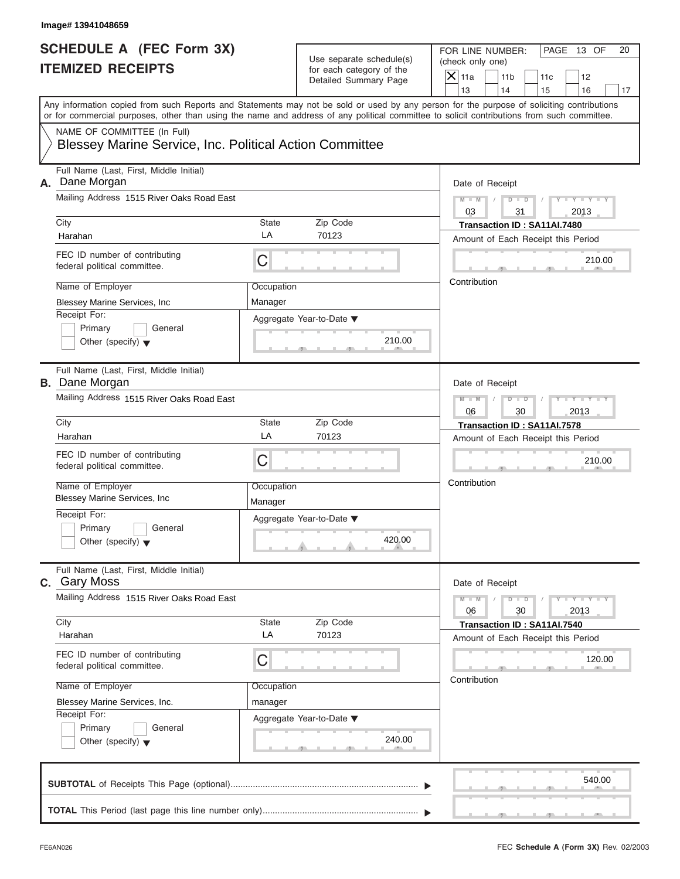Image# 13941048659

# SCHEDULE A (FEC Form 3X)
# ITEMIZED RECEIPTS

Use separate schedule(s) for each category of the Detailed Summary Page

FOR LINE NUMBER: (check only one)

- [X] 11a
- [ ] 11b
- [ ] 11c
- [ ] 12
- [ ] 13
- [ ] 14
- [ ] 15
- [ ] 16
- [ ] 17

PAGE 13 OF 20

Any information copied from such Reports and Statements may not be sold or used by any person for the purpose of soliciting contributions or for commercial purposes, other than using the name and address of any political committee to solicit contributions from such committee.

NAME OF COMMITTEE (In Full)
Blessey Marine Service, Inc. Political Action Committee

---

**A.** Full Name (Last, First, Middle Initial): Dane Morgan

Mailing Address: 1515 River Oaks Road East

City: Harahan | State: LA | Zip Code: 70123

FEC ID number of contributing federal political committee: C

Name of Employer: Blessey Marine Services, Inc

Occupation: Manager

Receipt For: Primary / General / Other (specify)

Aggregate Year-to-Date: 210.00

Date of Receipt: 03 / 31 / 2013

**Transaction ID : SA11AI.7480**

Amount of Each Receipt this Period: 210.00

Contribution

---

**B.** Full Name (Last, First, Middle Initial): Dane Morgan

Mailing Address: 1515 River Oaks Road East

City: Harahan | State: LA | Zip Code: 70123

FEC ID number of contributing federal political committee: C

Name of Employer: Blessey Marine Services, Inc

Occupation: Manager

Receipt For: Primary / General / Other (specify)

Aggregate Year-to-Date: 420.00

Date of Receipt: 06 / 30 / 2013

**Transaction ID : SA11AI.7578**

Amount of Each Receipt this Period: 210.00

Contribution

---

**C.** Full Name (Last, First, Middle Initial): Gary Moss

Mailing Address: 1515 River Oaks Road East

City: Harahan | State: LA | Zip Code: 70123

FEC ID number of contributing federal political committee: C

Name of Employer: Blessey Marine Services, Inc.

Occupation: manager

Receipt For: Primary / General / Other (specify)

Aggregate Year-to-Date: 240.00

Date of Receipt: 06 / 30 / 2013

**Transaction ID : SA11AI.7540**

Amount of Each Receipt this Period: 120.00

Contribution

---

**SUBTOTAL** of Receipts This Page (optional): 540.00

**TOTAL** This Period (last page this line number only):

FE6AN026 — FEC **Schedule A** (Form 3X) Rev. 02/2003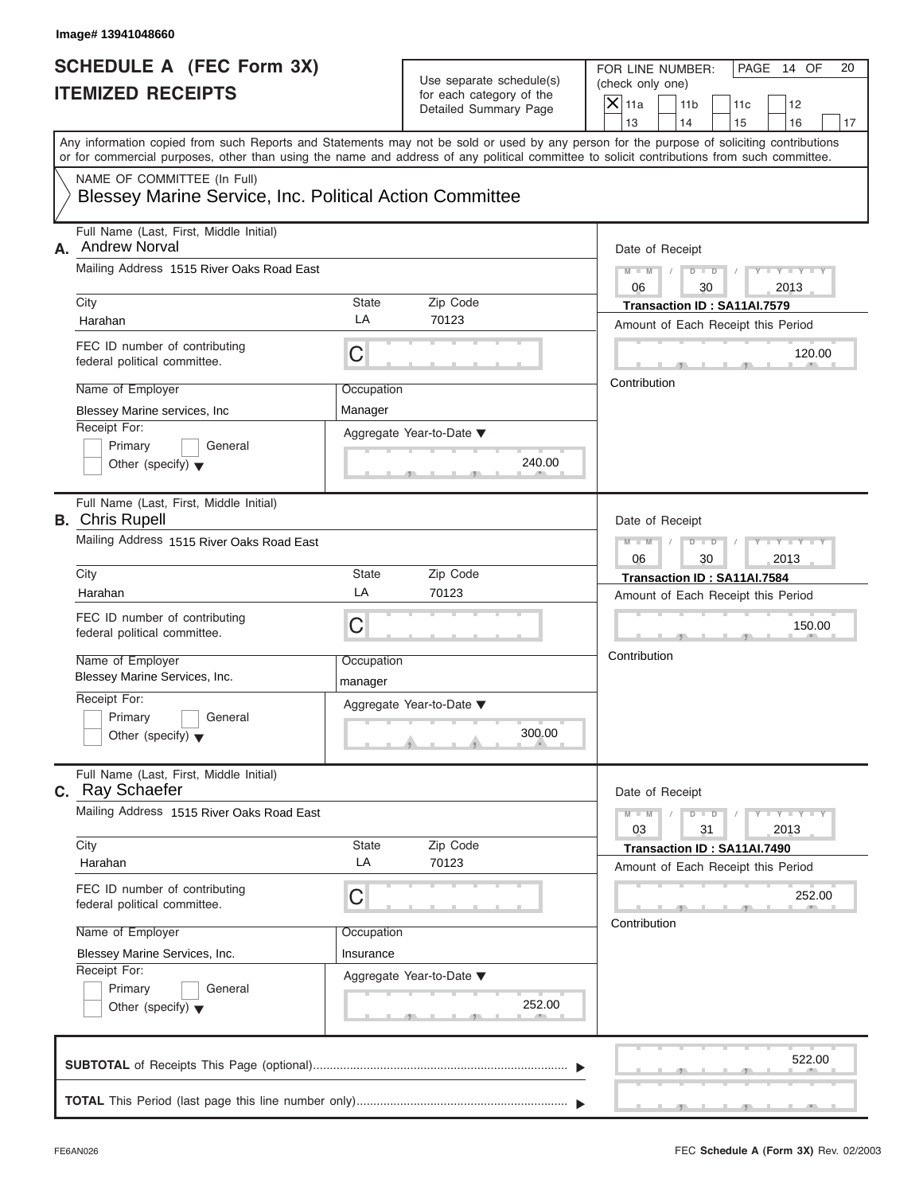Image# 13941048660

# SCHEDULE A (FEC Form 3X)
# ITEMIZED RECEIPTS

Use separate schedule(s) for each category of the Detailed Summary Page

FOR LINE NUMBER: (check only one)

- [X] 11a
- [ ] 11b
- [ ] 11c
- [ ] 12
- [ ] 13
- [ ] 14
- [ ] 15
- [ ] 16
- [ ] 17

PAGE 14 OF 20

Any information copied from such Reports and Statements may not be sold or used by any person for the purpose of soliciting contributions or for commercial purposes, other than using the name and address of any political committee to solicit contributions from such committee.

NAME OF COMMITTEE (In Full)
Blessey Marine Service, Inc. Political Action Committee

---

**A.** Full Name (Last, First, Middle Initial): Andrew Norval

Mailing Address: 1515 River Oaks Road East

City: Harahan | State: LA | Zip Code: 70123

FEC ID number of contributing federal political committee: C

Name of Employer: Blessey Marine services, Inc

Occupation: Manager

Receipt For: Primary / General / Other (specify)

Aggregate Year-to-Date: 240.00

Date of Receipt: 06 / 30 / 2013

Transaction ID : SA11AI.7579

Amount of Each Receipt this Period: 120.00

Contribution

---

**B.** Full Name (Last, First, Middle Initial): Chris Rupell

Mailing Address: 1515 River Oaks Road East

City: Harahan | State: LA | Zip Code: 70123

FEC ID number of contributing federal political committee: C

Name of Employer: Blessey Marine Services, Inc.

Occupation: manager

Receipt For: Primary / General / Other (specify)

Aggregate Year-to-Date: 300.00

Date of Receipt: 06 / 30 / 2013

Transaction ID : SA11AI.7584

Amount of Each Receipt this Period: 150.00

Contribution

---

**C.** Full Name (Last, First, Middle Initial): Ray Schaefer

Mailing Address: 1515 River Oaks Road East

City: Harahan | State: LA | Zip Code: 70123

FEC ID number of contributing federal political committee: C

Name of Employer: Blessey Marine Services, Inc.

Occupation: Insurance

Receipt For: Primary / General / Other (specify)

Aggregate Year-to-Date: 252.00

Date of Receipt: 03 / 31 / 2013

Transaction ID : SA11AI.7490

Amount of Each Receipt this Period: 252.00

Contribution

---

**SUBTOTAL** of Receipts This Page (optional): 522.00

**TOTAL** This Period (last page this line number only):

FE6AN026 — FEC **Schedule A** (Form 3X) Rev. 02/2003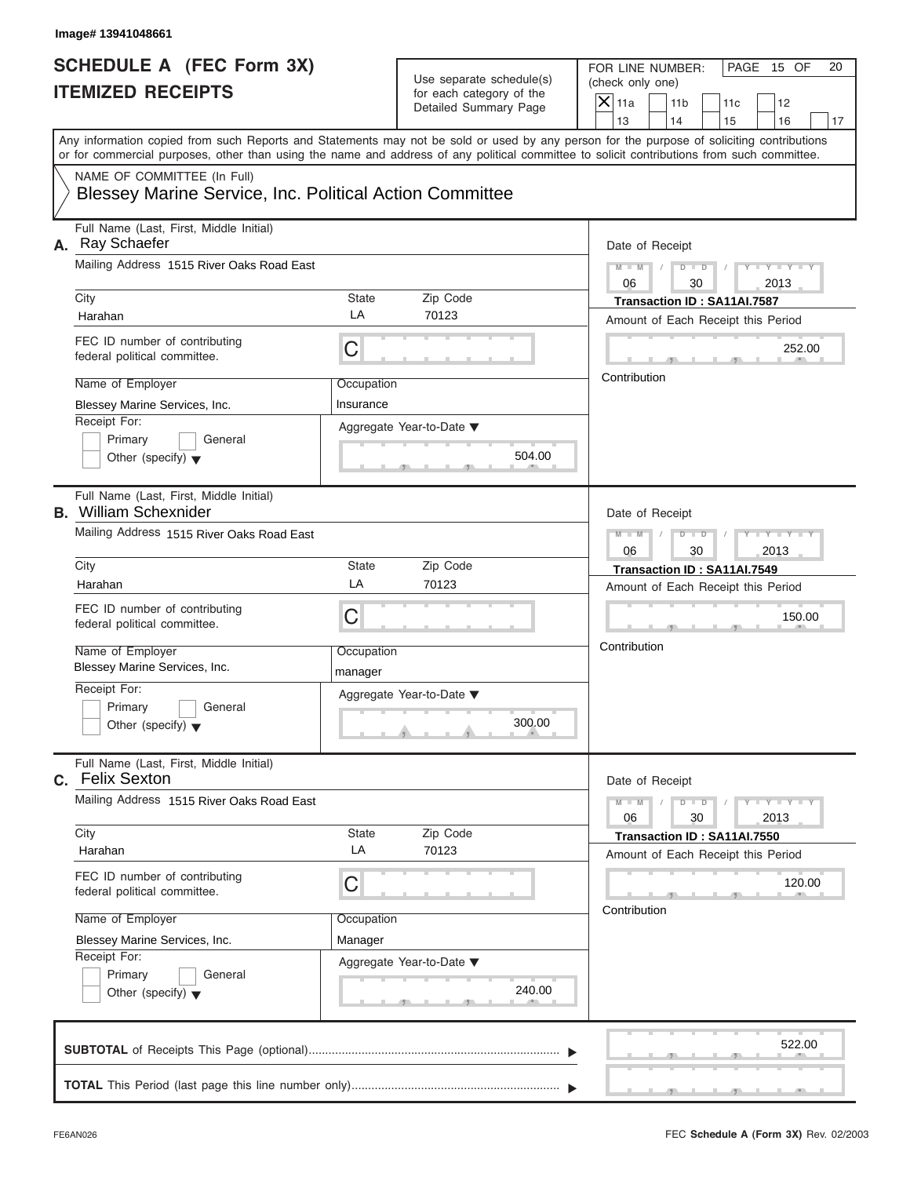Image# 13941048661

# SCHEDULE A (FEC Form 3X)
# ITEMIZED RECEIPTS

Use separate schedule(s) for each category of the Detailed Summary Page

FOR LINE NUMBER: (check only one)

- [X] 11a
- [ ] 11b
- [ ] 11c
- [ ] 12
- [ ] 13
- [ ] 14
- [ ] 15
- [ ] 16
- [ ] 17

PAGE 15 OF 20

Any information copied from such Reports and Statements may not be sold or used by any person for the purpose of soliciting contributions or for commercial purposes, other than using the name and address of any political committee to solicit contributions from such committee.

NAME OF COMMITTEE (In Full)

Blessey Marine Service, Inc. Political Action Committee

---

**A.** Full Name (Last, First, Middle Initial): Ray Schaefer

Mailing Address: 1515 River Oaks Road East

City: Harahan | State: LA | Zip Code: 70123

FEC ID number of contributing federal political committee: C

Name of Employer: Blessey Marine Services, Inc.

Occupation: Insurance

Receipt For: Primary / General / Other (specify)

Aggregate Year-to-Date: 504.00

Date of Receipt: 06 / 30 / 2013

Transaction ID : SA11AI.7587

Amount of Each Receipt this Period: 252.00

Contribution

---

**B.** Full Name (Last, First, Middle Initial): William Schexnider

Mailing Address: 1515 River Oaks Road East

City: Harahan | State: LA | Zip Code: 70123

FEC ID number of contributing federal political committee: C

Name of Employer: Blessey Marine Services, Inc.

Occupation: manager

Receipt For: Primary / General / Other (specify)

Aggregate Year-to-Date: 300.00

Date of Receipt: 06 / 30 / 2013

Transaction ID : SA11AI.7549

Amount of Each Receipt this Period: 150.00

Contribution

---

**C.** Full Name (Last, First, Middle Initial): Felix Sexton

Mailing Address: 1515 River Oaks Road East

City: Harahan | State: LA | Zip Code: 70123

FEC ID number of contributing federal political committee: C

Name of Employer: Blessey Marine Services, Inc.

Occupation: Manager

Receipt For: Primary / General / Other (specify)

Aggregate Year-to-Date: 240.00

Date of Receipt: 06 / 30 / 2013

Transaction ID : SA11AI.7550

Amount of Each Receipt this Period: 120.00

Contribution

---

**SUBTOTAL** of Receipts This Page (optional): 522.00

**TOTAL** This Period (last page this line number only):

FE6AN026

FEC **Schedule A** (Form 3X) Rev. 02/2003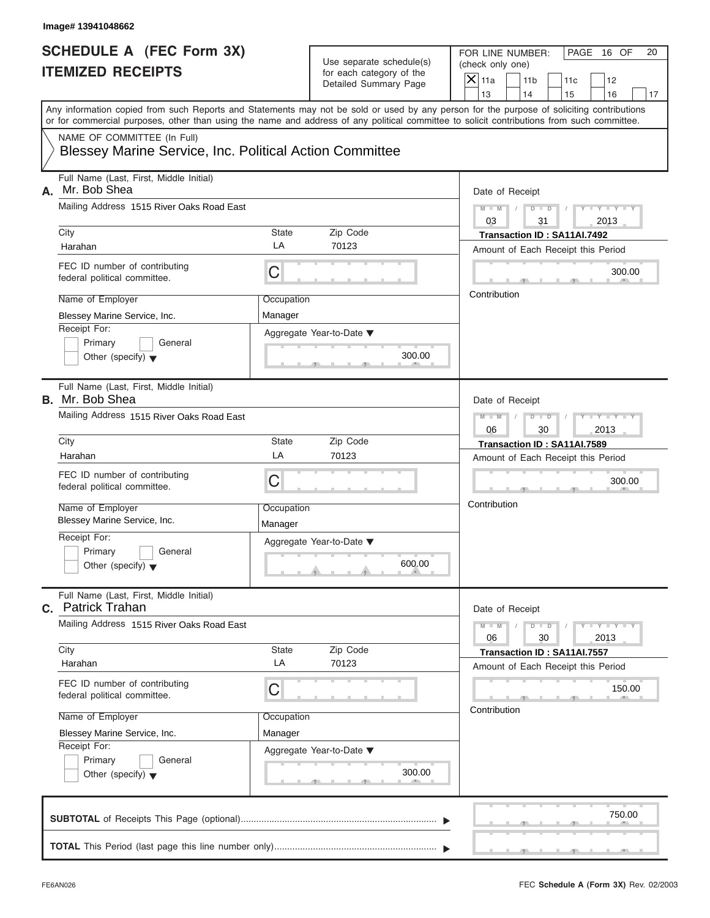Image# 13941048662

# SCHEDULE A (FEC Form 3X)
# ITEMIZED RECEIPTS

Use separate schedule(s) for each category of the Detailed Summary Page

FOR LINE NUMBER: (check only one)

- [X] 11a
- [ ] 11b
- [ ] 11c
- [ ] 12
- [ ] 13
- [ ] 14
- [ ] 15
- [ ] 16
- [ ] 17

Any information copied from such Reports and Statements may not be sold or used by any person for the purpose of soliciting contributions or for commercial purposes, other than using the name and address of any political committee to solicit contributions from such committee.

NAME OF COMMITTEE (In Full)

Blessey Marine Service, Inc. Political Action Committee

---

**A.** Full Name (Last, First, Middle Initial): Mr. Bob Shea

Mailing Address: 1515 River Oaks Road East

City: Harahan | State: LA | Zip Code: 70123

FEC ID number of contributing federal political committee: C

Name of Employer: Blessey Marine Service, Inc.

Occupation: Manager

Receipt For: Primary / General / Other (specify)

Aggregate Year-to-Date: 300.00

Date of Receipt: 03 / 31 / 2013

Transaction ID : SA11AI.7492

Amount of Each Receipt this Period: 300.00

Contribution

---

**B.** Full Name (Last, First, Middle Initial): Mr. Bob Shea

Mailing Address: 1515 River Oaks Road East

City: Harahan | State: LA | Zip Code: 70123

FEC ID number of contributing federal political committee: C

Name of Employer: Blessey Marine Service, Inc.

Occupation: Manager

Receipt For: Primary / General / Other (specify)

Aggregate Year-to-Date: 600.00

Date of Receipt: 06 / 30 / 2013

Transaction ID : SA11AI.7589

Amount of Each Receipt this Period: 300.00

Contribution

---

**C.** Full Name (Last, First, Middle Initial): Patrick Trahan

Mailing Address: 1515 River Oaks Road East

City: Harahan | State: LA | Zip Code: 70123

FEC ID number of contributing federal political committee: C

Name of Employer: Blessey Marine Service, Inc.

Occupation: Manager

Receipt For: Primary / General / Other (specify)

Aggregate Year-to-Date: 300.00

Date of Receipt: 06 / 30 / 2013

Transaction ID : SA11AI.7557

Amount of Each Receipt this Period: 150.00

Contribution

---

**SUBTOTAL** of Receipts This Page (optional): 750.00

**TOTAL** This Period (last page this line number only):

FE6AN026

FEC **Schedule A** (Form 3X) Rev. 02/2003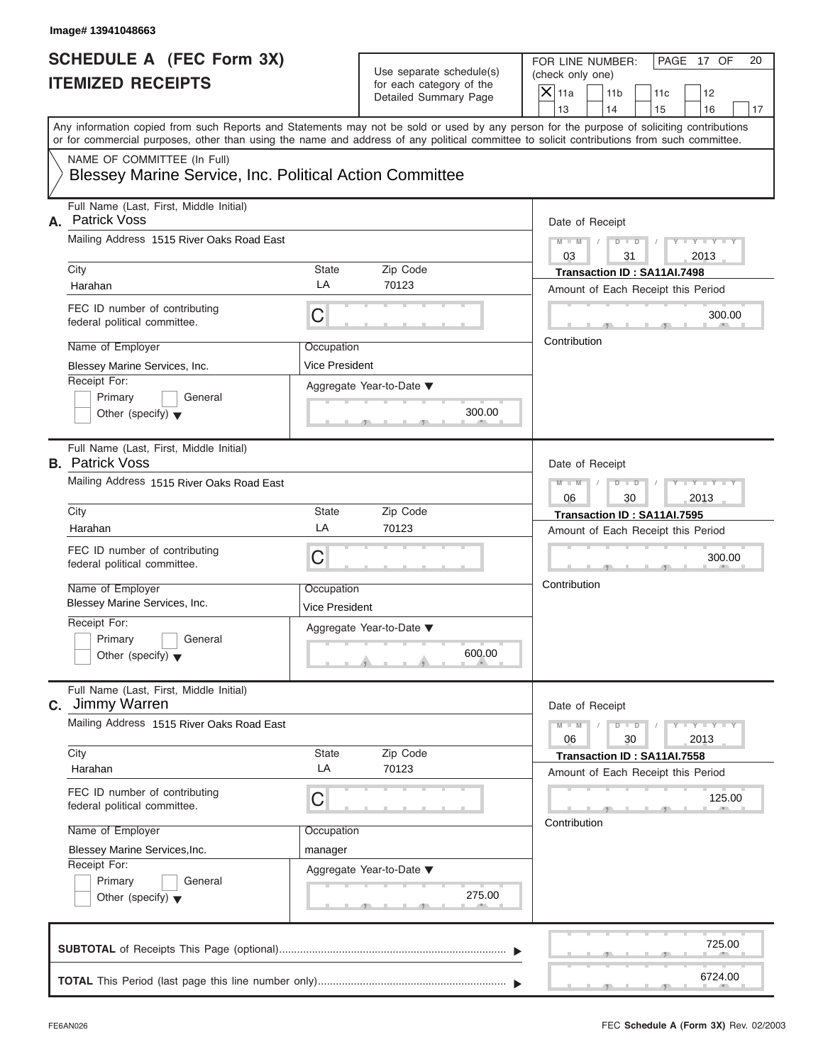Image# 13941048663

# SCHEDULE A (FEC Form 3X)
# ITEMIZED RECEIPTS

Use separate schedule(s) for each category of the Detailed Summary Page

FOR LINE NUMBER: (check only one)

- [X] 11a
- [ ] 11b
- [ ] 11c
- [ ] 12
- [ ] 13
- [ ] 14
- [ ] 15
- [ ] 16
- [ ] 17

PAGE 17 OF 20

Any information copied from such Reports and Statements may not be sold or used by any person for the purpose of soliciting contributions or for commercial purposes, other than using the name and address of any political committee to solicit contributions from such committee.

NAME OF COMMITTEE (In Full)
Blessey Marine Service, Inc. Political Action Committee

---

**A.** Full Name (Last, First, Middle Initial): Patrick Voss

Mailing Address: 1515 River Oaks Road East

City: Harahan | State: LA | Zip Code: 70123

FEC ID number of contributing federal political committee: C

Name of Employer: Blessey Marine Services, Inc.

Occupation: Vice President

Receipt For: Primary [ ] General [ ] Other (specify) [ ]

Aggregate Year-to-Date: 300.00

Date of Receipt: 03 / 31 / 2013

Transaction ID : SA11AI.7498

Amount of Each Receipt this Period: 300.00

Contribution

---

**B.** Full Name (Last, First, Middle Initial): Patrick Voss

Mailing Address: 1515 River Oaks Road East

City: Harahan | State: LA | Zip Code: 70123

FEC ID number of contributing federal political committee: C

Name of Employer: Blessey Marine Services, Inc.

Occupation: Vice President

Receipt For: Primary [ ] General [ ] Other (specify) [ ]

Aggregate Year-to-Date: 600.00

Date of Receipt: 06 / 30 / 2013

Transaction ID : SA11AI.7595

Amount of Each Receipt this Period: 300.00

Contribution

---

**C.** Full Name (Last, First, Middle Initial): Jimmy Warren

Mailing Address: 1515 River Oaks Road East

City: Harahan | State: LA | Zip Code: 70123

FEC ID number of contributing federal political committee: C

Name of Employer: Blessey Marine Services,Inc.

Occupation: manager

Receipt For: Primary [ ] General [ ] Other (specify) [ ]

Aggregate Year-to-Date: 275.00

Date of Receipt: 06 / 30 / 2013

Transaction ID : SA11AI.7558

Amount of Each Receipt this Period: 125.00

Contribution

---

**SUBTOTAL** of Receipts This Page (optional): 725.00

**TOTAL** This Period (last page this line number only): 6724.00

FE6AN026 FEC **Schedule A** (Form 3X) Rev. 02/2003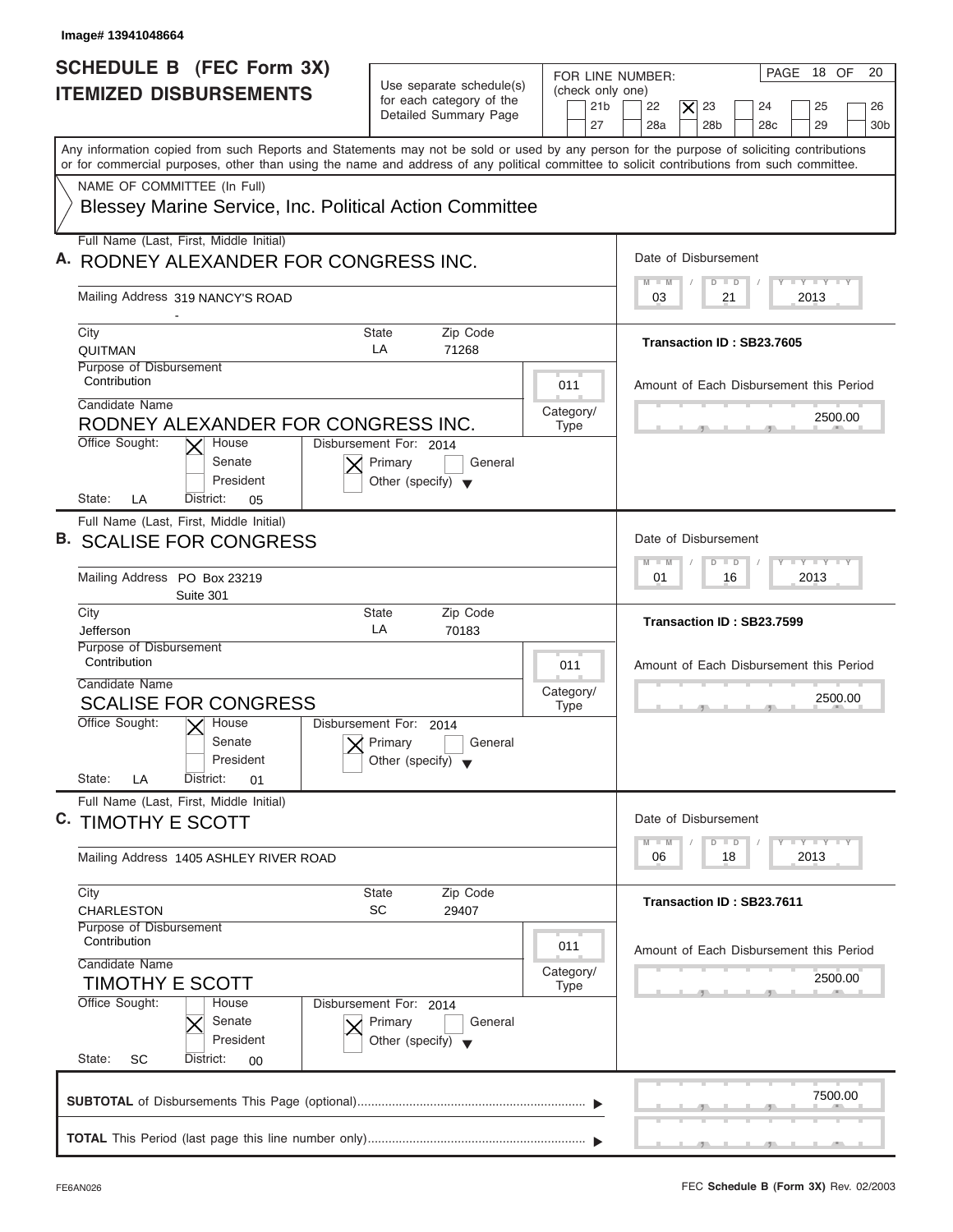Image# 13941048664

# SCHEDULE B (FEC Form 3X) ITEMIZED DISBURSEMENTS

Use separate schedule(s) for each category of the Detailed Summary Page

FOR LINE NUMBER: (check only one)

21b | 22 | [X] 23 | 24 | 25 | 26 | 27 | 28a | 28b | 28c | 29 | 30b

PAGE 18 OF 20

Any information copied from such Reports and Statements may not be sold or used by any person for the purpose of soliciting contributions or for commercial purposes, other than using the name and address of any political committee to solicit contributions from such committee.

NAME OF COMMITTEE (In Full)

Blessey Marine Service, Inc. Political Action Committee

---

**A.** Full Name (Last, First, Middle Initial): RODNEY ALEXANDER FOR CONGRESS INC.

Mailing Address: 319 NANCY'S ROAD

City: QUITMAN | State: LA | Zip Code: 71268

Purpose of Disbursement: Contribution

Category/Type: 011

Candidate Name: RODNEY ALEXANDER FOR CONGRESS INC.

Office Sought: [X] House [ ] Senate [ ] President

State: LA | District: 05

Disbursement For: 2014 [X] Primary [ ] General [ ] Other (specify)

Date of Disbursement: 03 / 21 / 2013

Transaction ID : SB23.7605

Amount of Each Disbursement this Period: 2500.00

---

**B.** Full Name (Last, First, Middle Initial): SCALISE FOR CONGRESS

Mailing Address: PO Box 23219, Suite 301

City: Jefferson | State: LA | Zip Code: 70183

Purpose of Disbursement: Contribution

Category/Type: 011

Candidate Name: SCALISE FOR CONGRESS

Office Sought: [X] House [ ] Senate [ ] President

State: LA | District: 01

Disbursement For: 2014 [X] Primary [ ] General [ ] Other (specify)

Date of Disbursement: 01 / 16 / 2013

Transaction ID : SB23.7599

Amount of Each Disbursement this Period: 2500.00

---

**C.** Full Name (Last, First, Middle Initial): TIMOTHY E SCOTT

Mailing Address: 1405 ASHLEY RIVER ROAD

City: CHARLESTON | State: SC | Zip Code: 29407

Purpose of Disbursement: Contribution

Category/Type: 011

Candidate Name: TIMOTHY E SCOTT

Office Sought: [ ] House [X] Senate [ ] President

State: SC | District: 00

Disbursement For: 2014 [X] Primary [ ] General [ ] Other (specify)

Date of Disbursement: 06 / 18 / 2013

Transaction ID : SB23.7611

Amount of Each Disbursement this Period: 2500.00

---

**SUBTOTAL** of Disbursements This Page (optional): 7500.00

**TOTAL** This Period (last page this line number only):

FE6AN026

FEC **Schedule B (Form 3X)** Rev. 02/2003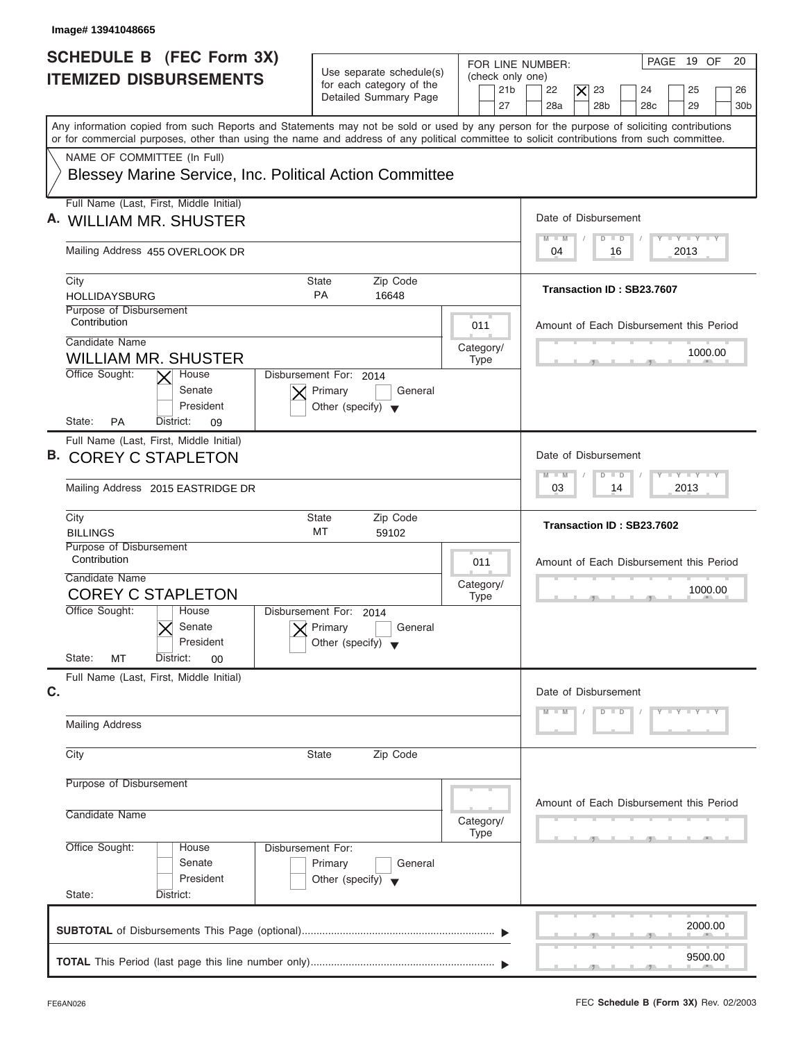Image# 13941048665

# SCHEDULE B (FEC Form 3X) ITEMIZED DISBURSEMENTS

Use separate schedule(s) for each category of the Detailed Summary Page

FOR LINE NUMBER: (check only one)

21b | 22 | [X] 23 | 24 | 25 | 26 | 27 | 28a | 28b | 28c | 29 | 30b

PAGE 19 OF 20

Any information copied from such Reports and Statements may not be sold or used by any person for the purpose of soliciting contributions or for commercial purposes, other than using the name and address of any political committee to solicit contributions from such committee.

NAME OF COMMITTEE (In Full)

Blessey Marine Service, Inc. Political Action Committee

---

**A.** Full Name (Last, First, Middle Initial): WILLIAM MR. SHUSTER

Mailing Address: 455 OVERLOOK DR

City: HOLLIDAYSBURG | State: PA | Zip Code: 16648

Purpose of Disbursement: Contribution

Category/Type: 011

Candidate Name: WILLIAM MR. SHUSTER

Office Sought: [X] House [ ] Senate [ ] President

State: PA District: 09

Disbursement For: 2014 [X] Primary [ ] General [ ] Other (specify)

Date of Disbursement: 04/16/2013

Transaction ID : SB23.7607

Amount of Each Disbursement this Period: 1000.00

---

**B.** Full Name (Last, First, Middle Initial): COREY C STAPLETON

Mailing Address: 2015 EASTRIDGE DR

City: BILLINGS | State: MT | Zip Code: 59102

Purpose of Disbursement: Contribution

Category/Type: 011

Candidate Name: COREY C STAPLETON

Office Sought: [ ] House [X] Senate [ ] President

State: MT District: 00

Disbursement For: 2014 [X] Primary [ ] General [ ] Other (specify)

Date of Disbursement: 03/14/2013

Transaction ID : SB23.7602

Amount of Each Disbursement this Period: 1000.00

---

**C.** Full Name (Last, First, Middle Initial):

Mailing Address:

City: | State: | Zip Code:

Purpose of Disbursement:

Category/Type:

Candidate Name:

Office Sought: [ ] House [ ] Senate [ ] President

State: District:

Disbursement For: [ ] Primary [ ] General [ ] Other (specify)

Date of Disbursement:

Amount of Each Disbursement this Period:

---

**SUBTOTAL** of Disbursements This Page (optional): 2000.00

**TOTAL** This Period (last page this line number only): 9500.00

FE6AN026

FEC **Schedule B (Form 3X)** Rev. 02/2003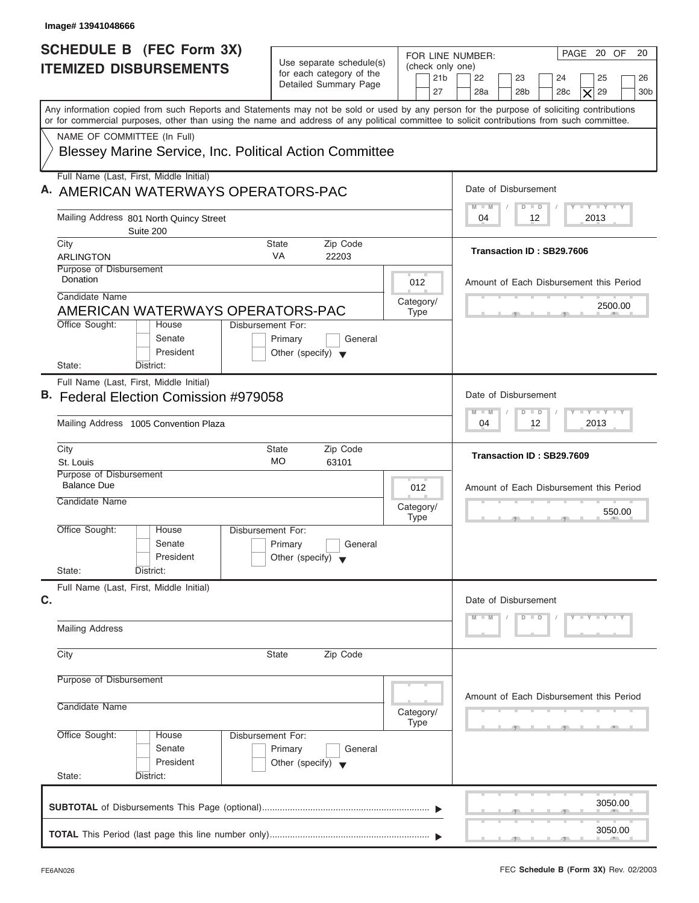Image# 13941048666

# SCHEDULE B (FEC Form 3X) ITEMIZED DISBURSEMENTS

Use separate schedule(s) for each category of the Detailed Summary Page

FOR LINE NUMBER: (check only one)

21b | 22 | 23 | 24 | 25 | 26 | 27 | 28a | 28b | 28c | [X] 29 | 30b

PAGE 20 OF 20

Any information copied from such Reports and Statements may not be sold or used by any person for the purpose of soliciting contributions or for commercial purposes, other than using the name and address of any political committee to solicit contributions from such committee.

NAME OF COMMITTEE (In Full)

Blessey Marine Service, Inc. Political Action Committee

---

**A.** Full Name (Last, First, Middle Initial): AMERICAN WATERWAYS OPERATORS-PAC

Mailing Address: 801 North Quincy Street, Suite 200

City: ARLINGTON | State: VA | Zip Code: 22203

Purpose of Disbursement: Donation

Category/Type: 012

Candidate Name: AMERICAN WATERWAYS OPERATORS-PAC

Office Sought: House / Senate / President

State: District:

Disbursement For: Primary / General / Other (specify)

Date of Disbursement: 04 / 12 / 2013

Transaction ID : SB29.7606

Amount of Each Disbursement this Period: 2500.00

---

**B.** Full Name (Last, First, Middle Initial): Federal Election Comission #979058

Mailing Address: 1005 Convention Plaza

City: St. Louis | State: MO | Zip Code: 63101

Purpose of Disbursement: Balance Due

Category/Type: 012

Candidate Name:

Office Sought: House / Senate / President

State: District:

Disbursement For: Primary / General / Other (specify)

Date of Disbursement: 04 / 12 / 2013

Transaction ID : SB29.7609

Amount of Each Disbursement this Period: 550.00

---

**C.** Full Name (Last, First, Middle Initial):

Mailing Address:

City: | State: | Zip Code:

Purpose of Disbursement:

Category/Type:

Candidate Name:

Office Sought: House / Senate / President

State: District:

Disbursement For: Primary / General / Other (specify)

Date of Disbursement:

Amount of Each Disbursement this Period:

---

**SUBTOTAL** of Disbursements This Page (optional): 3050.00

**TOTAL** This Period (last page this line number only): 3050.00

FE6AN026

FEC **Schedule B (Form 3X)** Rev. 02/2003